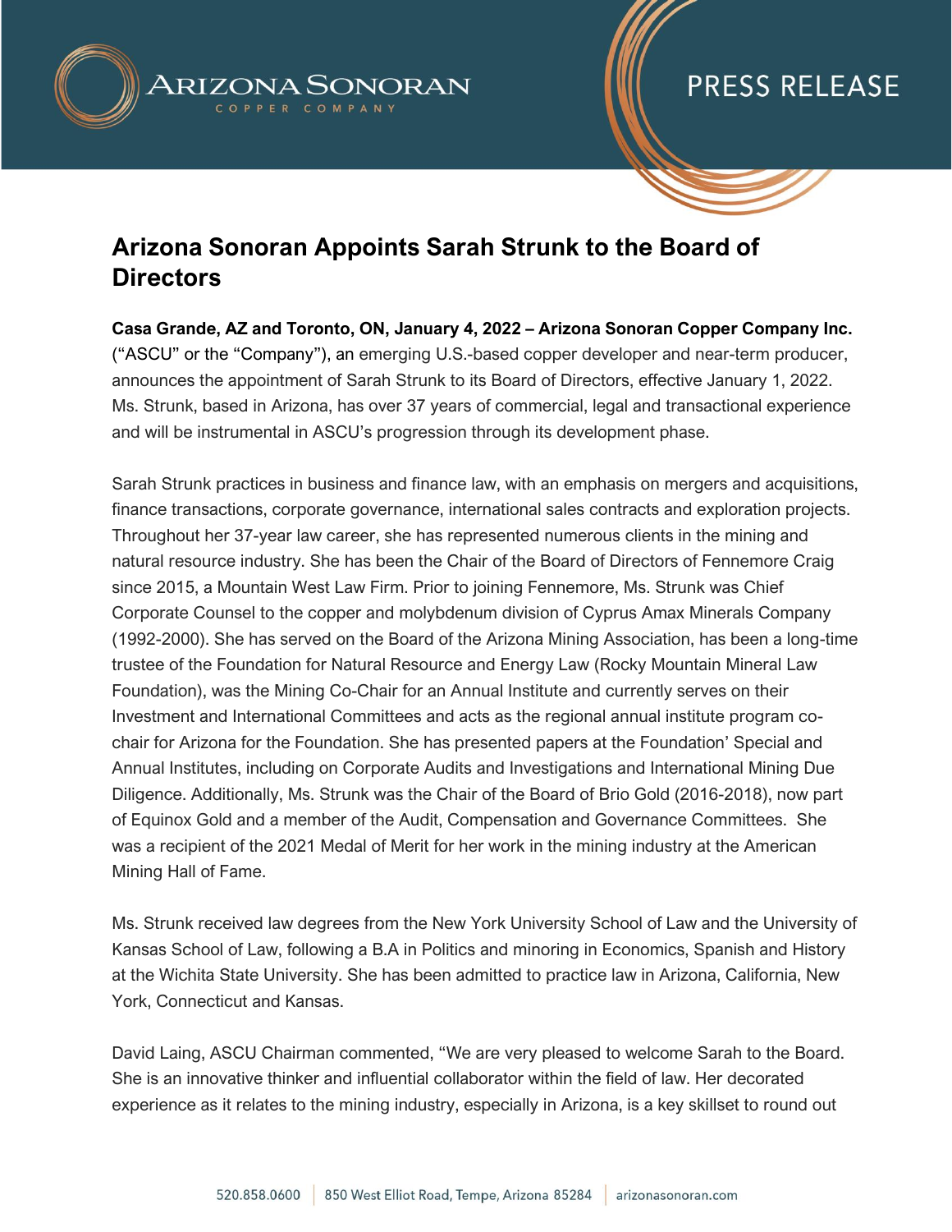ARIZONA SONORAN COPPER COMPANY

PRESS RELEASE

# Arizona Sonoran Appoints Sarah Strunk to the Board of Directors

**Casa Grande, AZ and Toronto, ON, January 4, 2022 – Arizona Sonoran Copper Company Inc.** ("ASCU" or the "Company"), an emerging U.S.-based copper developer and near-term producer, announces the appointment of Sarah Strunk to its Board of Directors, effective January 1, 2022. Ms. Strunk, based in Arizona, has over 37 years of commercial, legal and transactional experience and will be instrumental in ASCU's progression through its development phase.

Sarah Strunk practices in business and finance law, with an emphasis on mergers and acquisitions, finance transactions, corporate governance, international sales contracts and exploration projects. Throughout her 37-year law career, she has represented numerous clients in the mining and natural resource industry. She has been the Chair of the Board of Directors of Fennemore Craig since 2015, a Mountain West Law Firm. Prior to joining Fennemore, Ms. Strunk was Chief Corporate Counsel to the copper and molybdenum division of Cyprus Amax Minerals Company (1992-2000). She has served on the Board of the Arizona Mining Association, has been a long-time trustee of the Foundation for Natural Resource and Energy Law (Rocky Mountain Mineral Law Foundation), was the Mining Co-Chair for an Annual Institute and currently serves on their Investment and International Committees and acts as the regional annual institute program co-chair for Arizona for the Foundation. She has presented papers at the Foundation' Special and Annual Institutes, including on Corporate Audits and Investigations and International Mining Due Diligence. Additionally, Ms. Strunk was the Chair of the Board of Brio Gold (2016-2018), now part of Equinox Gold and a member of the Audit, Compensation and Governance Committees. She was a recipient of the 2021 Medal of Merit for her work in the mining industry at the American Mining Hall of Fame.

Ms. Strunk received law degrees from the New York University School of Law and the University of Kansas School of Law, following a B.A in Politics and minoring in Economics, Spanish and History at the Wichita State University. She has been admitted to practice law in Arizona, California, New York, Connecticut and Kansas.

David Laing, ASCU Chairman commented, "We are very pleased to welcome Sarah to the Board. She is an innovative thinker and influential collaborator within the field of law. Her decorated experience as it relates to the mining industry, especially in Arizona, is a key skillset to round out

520.858.0600 | 850 West Elliot Road, Tempe, Arizona 85284 | arizonasonoran.com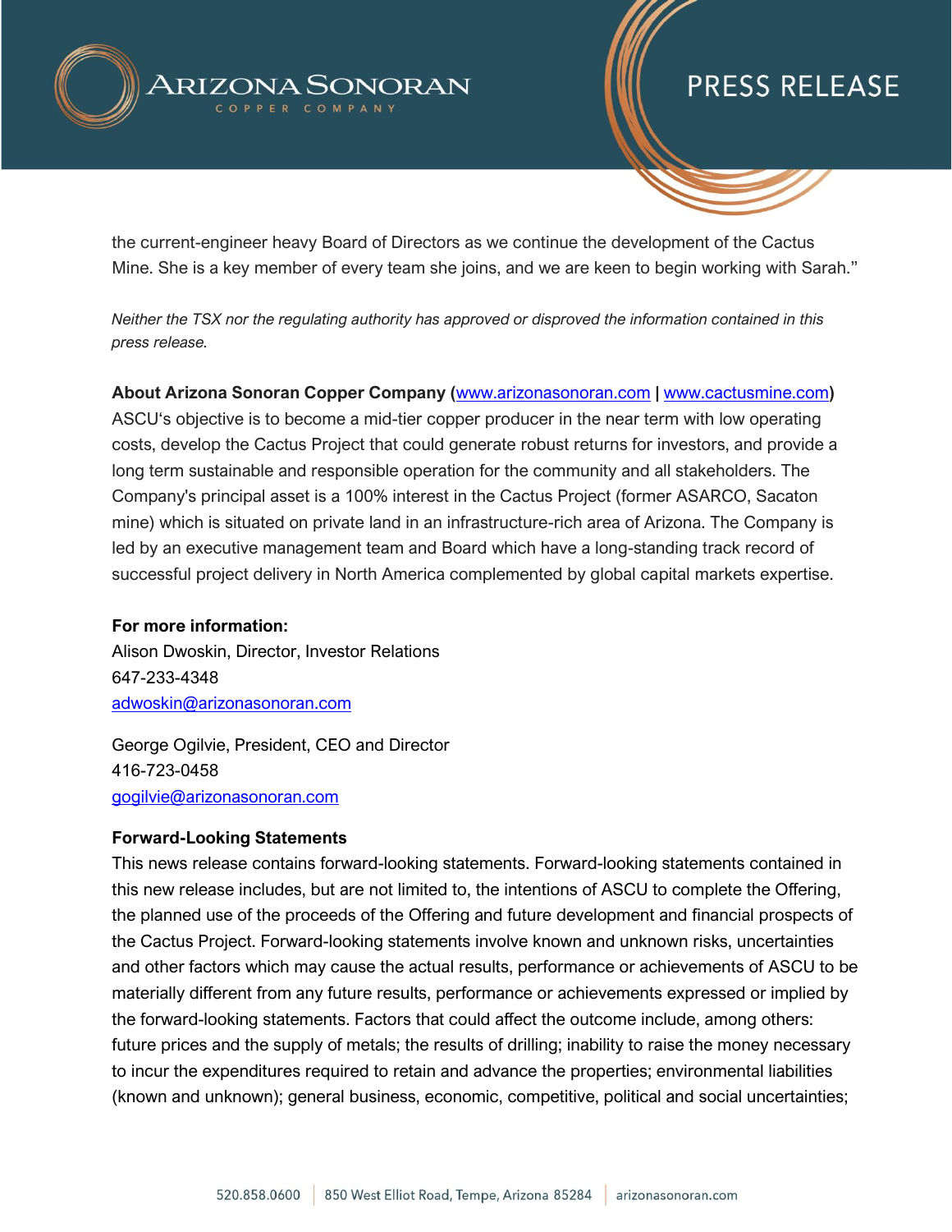the current-engineer heavy Board of Directors as we continue the development of the Cactus Mine. She is a key member of every team she joins, and we are keen to begin working with Sarah."

*Neither the TSX nor the regulating authority has approved or disproved the information contained in this press release.*

**About Arizona Sonoran Copper Company (www.arizonasonoran.com | www.cactusmine.com)**
ASCU's objective is to become a mid-tier copper producer in the near term with low operating costs, develop the Cactus Project that could generate robust returns for investors, and provide a long term sustainable and responsible operation for the community and all stakeholders. The Company's principal asset is a 100% interest in the Cactus Project (former ASARCO, Sacaton mine) which is situated on private land in an infrastructure-rich area of Arizona. The Company is led by an executive management team and Board which have a long-standing track record of successful project delivery in North America complemented by global capital markets expertise.

**For more information:**
Alison Dwoskin, Director, Investor Relations
647-233-4348
adwoskin@arizonasonoran.com

George Ogilvie, President, CEO and Director
416-723-0458
gogilvie@arizonasonoran.com

**Forward-Looking Statements**
This news release contains forward-looking statements. Forward-looking statements contained in this new release includes, but are not limited to, the intentions of ASCU to complete the Offering, the planned use of the proceeds of the Offering and future development and financial prospects of the Cactus Project. Forward-looking statements involve known and unknown risks, uncertainties and other factors which may cause the actual results, performance or achievements of ASCU to be materially different from any future results, performance or achievements expressed or implied by the forward-looking statements. Factors that could affect the outcome include, among others: future prices and the supply of metals; the results of drilling; inability to raise the money necessary to incur the expenditures required to retain and advance the properties; environmental liabilities (known and unknown); general business, economic, competitive, political and social uncertainties;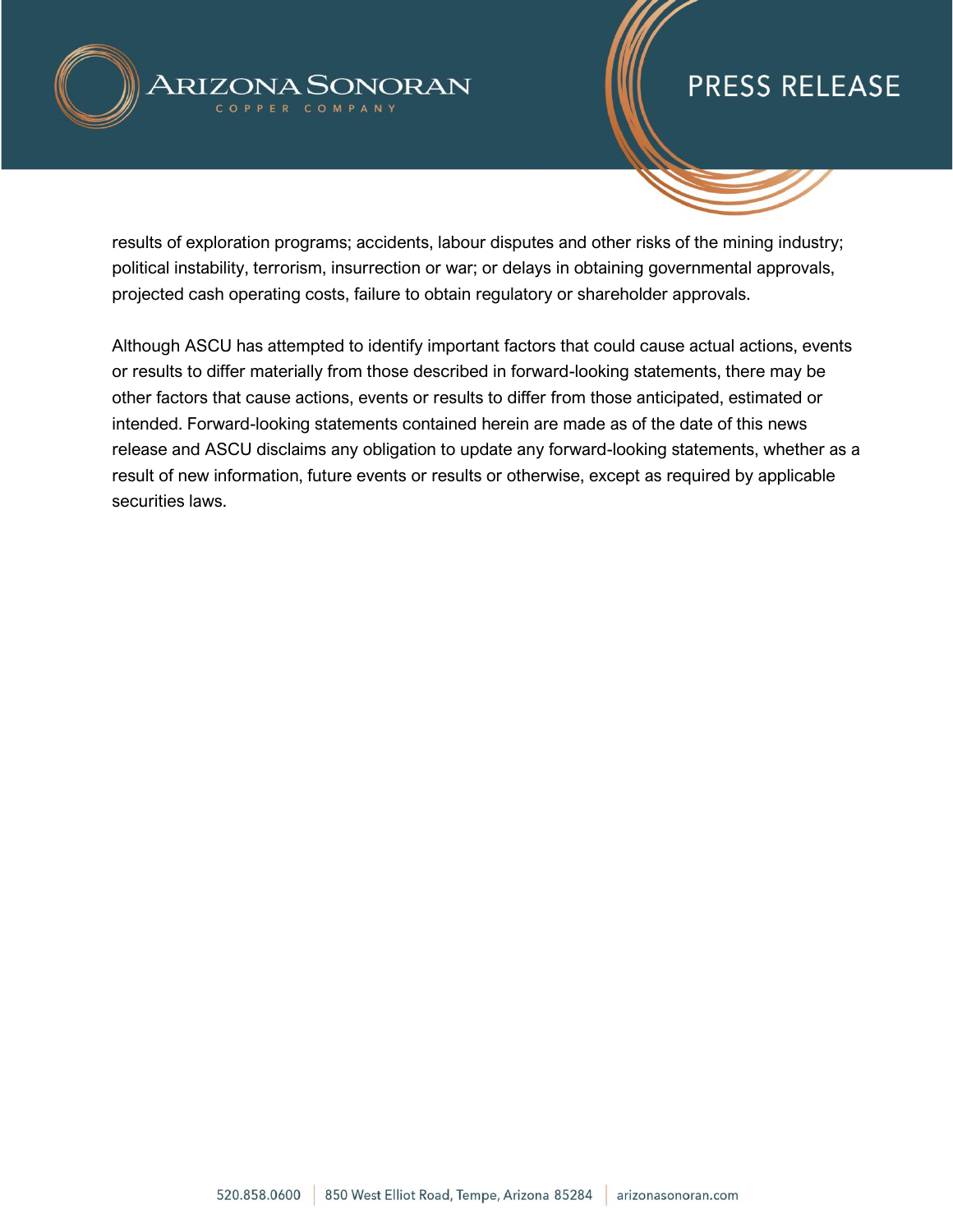results of exploration programs; accidents, labour disputes and other risks of the mining industry; political instability, terrorism, insurrection or war; or delays in obtaining governmental approvals, projected cash operating costs, failure to obtain regulatory or shareholder approvals.

Although ASCU has attempted to identify important factors that could cause actual actions, events or results to differ materially from those described in forward-looking statements, there may be other factors that cause actions, events or results to differ from those anticipated, estimated or intended. Forward-looking statements contained herein are made as of the date of this news release and ASCU disclaims any obligation to update any forward-looking statements, whether as a result of new information, future events or results or otherwise, except as required by applicable securities laws.